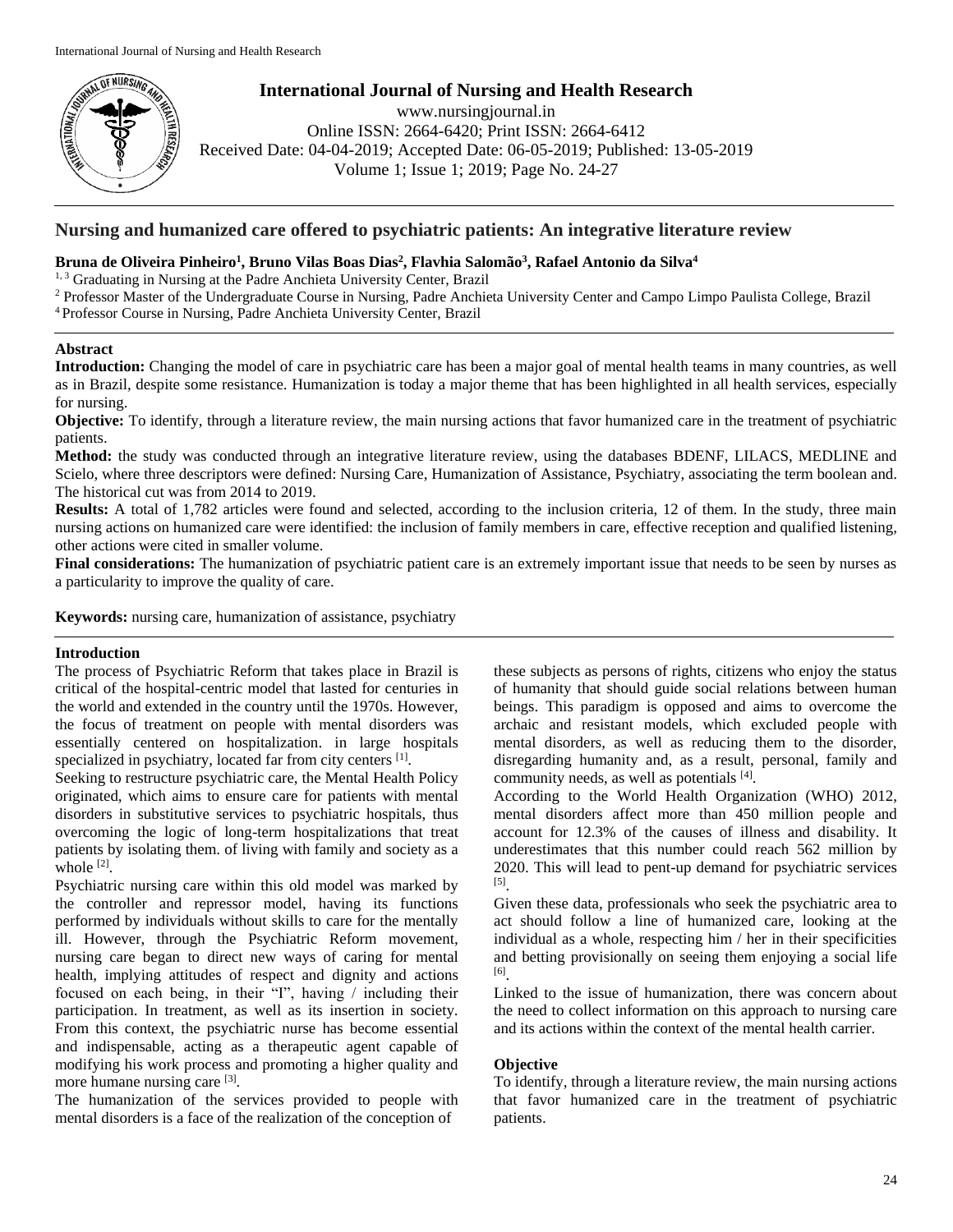# Nursing and humanized care offered to psychiatric patients: An integrative literature review

**Bruna de Oliveira Pinheiro[1], Bruno Vilas Boas Dias[2], Flavhia Salomão[3], Rafael Antonio da Silva[4]**

[1, 3] Graduating in Nursing at the Padre Anchieta University Center, Brazil

[2] Professor Master of the Undergraduate Course in Nursing, Padre Anchieta University Center and Campo Limpo Paulista College, Brazil

[4] Professor Course in Nursing, Padre Anchieta University Center, Brazil

## Abstract

**Introduction:** Changing the model of care in psychiatric care has been a major goal of mental health teams in many countries, as well as in Brazil, despite some resistance. Humanization is today a major theme that has been highlighted in all health services, especially for nursing.

**Objective:** To identify, through a literature review, the main nursing actions that favor humanized care in the treatment of psychiatric patients.

**Method:** the study was conducted through an integrative literature review, using the databases BDENF, LILACS, MEDLINE and Scielo, where three descriptors were defined: Nursing Care, Humanization of Assistance, Psychiatry, associating the term boolean and. The historical cut was from 2014 to 2019.

**Results:** A total of 1,782 articles were found and selected, according to the inclusion criteria, 12 of them. In the study, three main nursing actions on humanized care were identified: the inclusion of family members in care, effective reception and qualified listening, other actions were cited in smaller volume.

**Final considerations:** The humanization of psychiatric patient care is an extremely important issue that needs to be seen by nurses as a particularity to improve the quality of care.

**Keywords:** nursing care, humanization of assistance, psychiatry

## Introduction

The process of Psychiatric Reform that takes place in Brazil is critical of the hospital-centric model that lasted for centuries in the world and extended in the country until the 1970s. However, the focus of treatment on people with mental disorders was essentially centered on hospitalization. in large hospitals specialized in psychiatry, located far from city centers [1].

Seeking to restructure psychiatric care, the Mental Health Policy originated, which aims to ensure care for patients with mental disorders in substitutive services to psychiatric hospitals, thus overcoming the logic of long-term hospitalizations that treat patients by isolating them. of living with family and society as a whole [2].

Psychiatric nursing care within this old model was marked by the controller and repressor model, having its functions performed by individuals without skills to care for the mentally ill. However, through the Psychiatric Reform movement, nursing care began to direct new ways of caring for mental health, implying attitudes of respect and dignity and actions focused on each being, in their "I", having / including their participation. In treatment, as well as its insertion in society. From this context, the psychiatric nurse has become essential and indispensable, acting as a therapeutic agent capable of modifying his work process and promoting a higher quality and more humane nursing care [3].

The humanization of the services provided to people with mental disorders is a face of the realization of the conception of these subjects as persons of rights, citizens who enjoy the status of humanity that should guide social relations between human beings. This paradigm is opposed and aims to overcome the archaic and resistant models, which excluded people with mental disorders, as well as reducing them to the disorder, disregarding humanity and, as a result, personal, family and community needs, as well as potentials [4].

According to the World Health Organization (WHO) 2012, mental disorders affect more than 450 million people and account for 12.3% of the causes of illness and disability. It underestimates that this number could reach 562 million by 2020. This will lead to pent-up demand for psychiatric services [5].

Given these data, professionals who seek the psychiatric area to act should follow a line of humanized care, looking at the individual as a whole, respecting him / her in their specificities and betting provisionally on seeing them enjoying a social life [6].

Linked to the issue of humanization, there was concern about the need to collect information on this approach to nursing care and its actions within the context of the mental health carrier.

## Objective

To identify, through a literature review, the main nursing actions that favor humanized care in the treatment of psychiatric patients.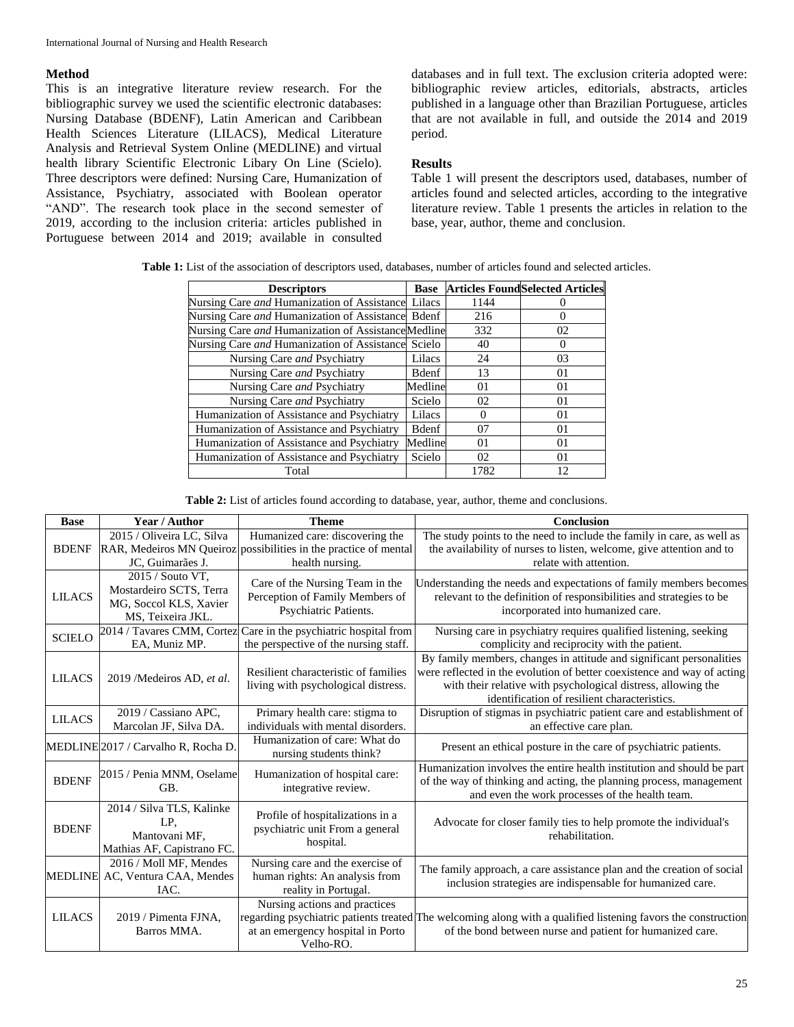## Method

This is an integrative literature review research. For the bibliographic survey we used the scientific electronic databases: Nursing Database (BDENF), Latin American and Caribbean Health Sciences Literature (LILACS), Medical Literature Analysis and Retrieval System Online (MEDLINE) and virtual health library Scientific Electronic Libary On Line (Scielo). Three descriptors were defined: Nursing Care, Humanization of Assistance, Psychiatry, associated with Boolean operator "AND". The research took place in the second semester of 2019, according to the inclusion criteria: articles published in Portuguese between 2014 and 2019; available in consulted databases and in full text. The exclusion criteria adopted were: bibliographic review articles, editorials, abstracts, articles published in a language other than Brazilian Portuguese, articles that are not available in full, and outside the 2014 and 2019 period.

## Results

Table 1 will present the descriptors used, databases, number of articles found and selected articles, according to the integrative literature review. Table 1 presents the articles in relation to the base, year, author, theme and conclusion.

**Table 1:** List of the association of descriptors used, databases, number of articles found and selected articles.

| Descriptors | Base | Articles Found | Selected Articles |
|---|---|---|---|
| Nursing Care *and* Humanization of Assistance | Lilacs | 1144 | 0 |
| Nursing Care *and* Humanization of Assistance | Bdenf | 216 | 0 |
| Nursing Care *and* Humanization of Assistance | Medline | 332 | 02 |
| Nursing Care *and* Humanization of Assistance | Scielo | 40 | 0 |
| Nursing Care *and* Psychiatry | Lilacs | 24 | 03 |
| Nursing Care *and* Psychiatry | Bdenf | 13 | 01 |
| Nursing Care *and* Psychiatry | Medline | 01 | 01 |
| Nursing Care *and* Psychiatry | Scielo | 02 | 01 |
| Humanization of Assistance and Psychiatry | Lilacs | 0 | 01 |
| Humanization of Assistance and Psychiatry | Bdenf | 07 | 01 |
| Humanization of Assistance and Psychiatry | Medline | 01 | 01 |
| Humanization of Assistance and Psychiatry | Scielo | 02 | 01 |
| Total | | 1782 | 12 |

**Table 2:** List of articles found according to database, year, author, theme and conclusions.

| Base | Year / Author | Theme | Conclusion |
|---|---|---|---|
| BDENF | 2015 / Oliveira LC, Silva RAR, Medeiros MN Queiroz JC, Guimarães J. | Humanized care: discovering the possibilities in the practice of mental health nursing. | The study points to the need to include the family in care, as well as the availability of nurses to listen, welcome, give attention and to relate with attention. |
| LILACS | 2015 / Souto VT, Mostardeiro SCTS, Terra MG, Soccol KLS, Xavier MS, Teixeira JKL. | Care of the Nursing Team in the Perception of Family Members of Psychiatric Patients. | Understanding the needs and expectations of family members becomes relevant to the definition of responsibilities and strategies to be incorporated into humanized care. |
| SCIELO | 2014 / Tavares CMM, Cortez EA, Muniz MP. | Care in the psychiatric hospital from the perspective of the nursing staff. | Nursing care in psychiatry requires qualified listening, seeking complicity and reciprocity with the patient. |
| LILACS | 2019 /Medeiros AD, *et al*. | Resilient characteristic of families living with psychological distress. | By family members, changes in attitude and significant personalities were reflected in the evolution of better coexistence and way of acting with their relative with psychological distress, allowing the identification of resilient characteristics. |
| LILACS | 2019 / Cassiano APC, Marcolan JF, Silva DA. | Primary health care: stigma to individuals with mental disorders. | Disruption of stigmas in psychiatric patient care and establishment of an effective care plan. |
| MEDLINE | 2017 / Carvalho R, Rocha D. | Humanization of care: What do nursing students think? | Present an ethical posture in the care of psychiatric patients. |
| BDENF | 2015 / Penia MNM, Oselame GB. | Humanization of hospital care: integrative review. | Humanization involves the entire health institution and should be part of the way of thinking and acting, the planning process, management and even the work processes of the health team. |
| BDENF | 2014 / Silva TLS, Kalinke LP, Mantovani MF, Mathias AF, Capistrano FC. | Profile of hospitalizations in a psychiatric unit From a general hospital. | Advocate for closer family ties to help promote the individual's rehabilitation. |
| MEDLINE | 2016 / Moll MF, Mendes AC, Ventura CAA, Mendes IAC. | Nursing care and the exercise of human rights: An analysis from reality in Portugal. | The family approach, a care assistance plan and the creation of social inclusion strategies are indispensable for humanized care. |
| LILACS | 2019 / Pimenta FJNA, Barros MMA. | Nursing actions and practices regarding psychiatric patients treated at an emergency hospital in Porto Velho-RO. | The welcoming along with a qualified listening favors the construction of the bond between nurse and patient for humanized care. |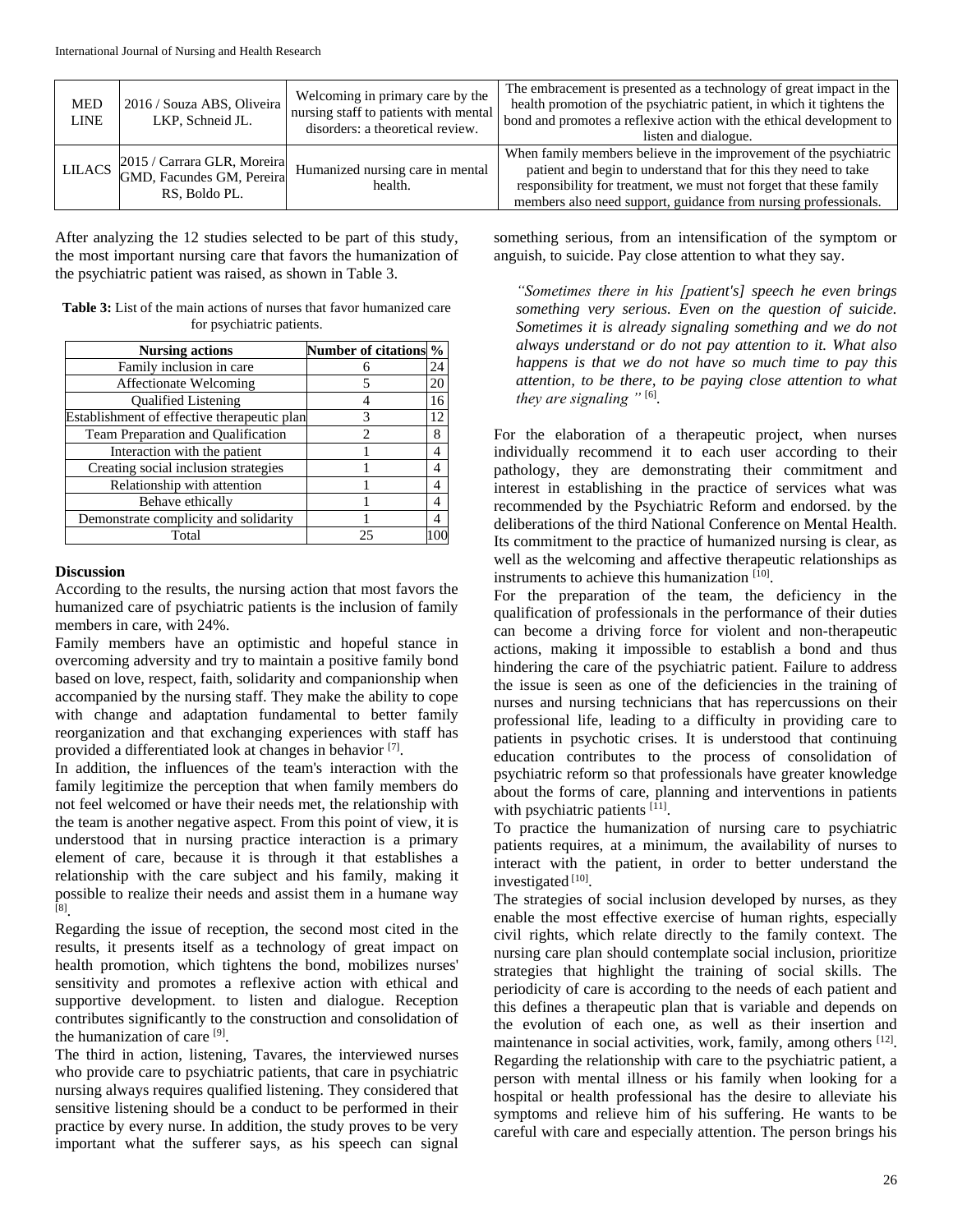| MED LINE | 2016 / Souza ABS, Oliveira LKP, Schneid JL. | Welcoming in primary care by the nursing staff to patients with mental disorders: a theoretical review. | The embracement is presented as a technology of great impact in the health promotion of the psychiatric patient, in which it tightens the bond and promotes a reflexive action with the ethical development to listen and dialogue. |
|---|---|---|---|
| LILACS | 2015 / Carrara GLR, Moreira GMD, Facundes GM, Pereira RS, Boldo PL. | Humanized nursing care in mental health. | When family members believe in the improvement of the psychiatric patient and begin to understand that for this they need to take responsibility for treatment, we must not forget that these family members also need support, guidance from nursing professionals. |

After analyzing the 12 studies selected to be part of this study, the most important nursing care that favors the humanization of the psychiatric patient was raised, as shown in Table 3.

**Table 3:** List of the main actions of nurses that favor humanized care for psychiatric patients.

| Nursing actions | Number of citations | % |
|---|---|---|
| Family inclusion in care | 6 | 24 |
| Affectionate Welcoming | 5 | 20 |
| Qualified Listening | 4 | 16 |
| Establishment of effective therapeutic plan | 3 | 12 |
| Team Preparation and Qualification | 2 | 8 |
| Interaction with the patient | 1 | 4 |
| Creating social inclusion strategies | 1 | 4 |
| Relationship with attention | 1 | 4 |
| Behave ethically | 1 | 4 |
| Demonstrate complicity and solidarity | 1 | 4 |
| Total | 25 | 100 |

## Discussion

According to the results, the nursing action that most favors the humanized care of psychiatric patients is the inclusion of family members in care, with 24%.

Family members have an optimistic and hopeful stance in overcoming adversity and try to maintain a positive family bond based on love, respect, faith, solidarity and companionship when accompanied by the nursing staff. They make the ability to cope with change and adaptation fundamental to better family reorganization and that exchanging experiences with staff has provided a differentiated look at changes in behavior [7].

In addition, the influences of the team's interaction with the family legitimize the perception that when family members do not feel welcomed or have their needs met, the relationship with the team is another negative aspect. From this point of view, it is understood that in nursing practice interaction is a primary element of care, because it is through it that establishes a relationship with the care subject and his family, making it possible to realize their needs and assist them in a humane way [8].

Regarding the issue of reception, the second most cited in the results, it presents itself as a technology of great impact on health promotion, which tightens the bond, mobilizes nurses' sensitivity and promotes a reflexive action with ethical and supportive development. to listen and dialogue. Reception contributes significantly to the construction and consolidation of the humanization of care [9].

The third in action, listening, Tavares, the interviewed nurses who provide care to psychiatric patients, that care in psychiatric nursing always requires qualified listening. They considered that sensitive listening should be a conduct to be performed in their practice by every nurse. In addition, the study proves to be very important what the sufferer says, as his speech can signal something serious, from an intensification of the symptom or anguish, to suicide. Pay close attention to what they say.

> *"Sometimes there in his [patient's] speech he even brings something very serious. Even on the question of suicide. Sometimes it is already signaling something and we do not always understand or do not pay attention to it. What also happens is that we do not have so much time to pay this attention, to be there, to be paying close attention to what they are signaling "* [6].

For the elaboration of a therapeutic project, when nurses individually recommend it to each user according to their pathology, they are demonstrating their commitment and interest in establishing in the practice of services what was recommended by the Psychiatric Reform and endorsed. by the deliberations of the third National Conference on Mental Health. Its commitment to the practice of humanized nursing is clear, as well as the welcoming and affective therapeutic relationships as instruments to achieve this humanization [10].

For the preparation of the team, the deficiency in the qualification of professionals in the performance of their duties can become a driving force for violent and non-therapeutic actions, making it impossible to establish a bond and thus hindering the care of the psychiatric patient. Failure to address the issue is seen as one of the deficiencies in the training of nurses and nursing technicians that has repercussions on their professional life, leading to a difficulty in providing care to patients in psychotic crises. It is understood that continuing education contributes to the process of consolidation of psychiatric reform so that professionals have greater knowledge about the forms of care, planning and interventions in patients with psychiatric patients [11].

To practice the humanization of nursing care to psychiatric patients requires, at a minimum, the availability of nurses to interact with the patient, in order to better understand the investigated [10].

The strategies of social inclusion developed by nurses, as they enable the most effective exercise of human rights, especially civil rights, which relate directly to the family context. The nursing care plan should contemplate social inclusion, prioritize strategies that highlight the training of social skills. The periodicity of care is according to the needs of each patient and this defines a therapeutic plan that is variable and depends on the evolution of each one, as well as their insertion and maintenance in social activities, work, family, among others [12].

Regarding the relationship with care to the psychiatric patient, a person with mental illness or his family when looking for a hospital or health professional has the desire to alleviate his symptoms and relieve him of his suffering. He wants to be careful with care and especially attention. The person brings his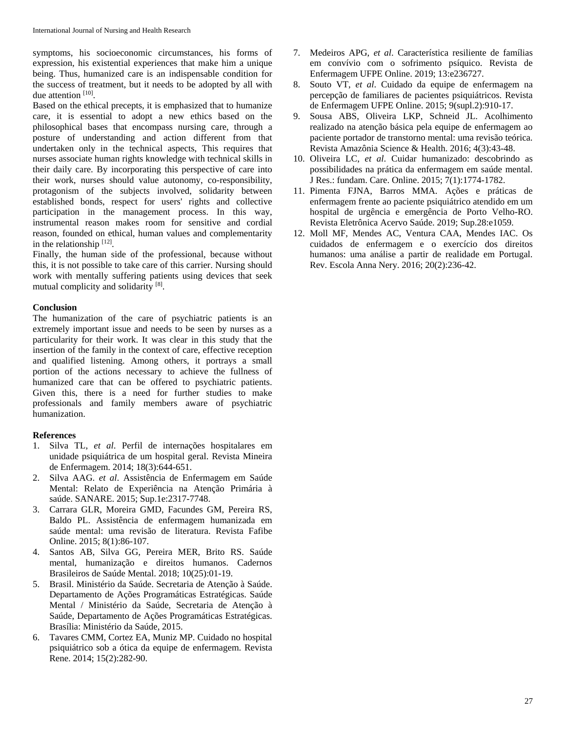symptoms, his socioeconomic circumstances, his forms of expression, his existential experiences that make him a unique being. Thus, humanized care is an indispensable condition for the success of treatment, but it needs to be adopted by all with due attention [10].

Based on the ethical precepts, it is emphasized that to humanize care, it is essential to adopt a new ethics based on the philosophical bases that encompass nursing care, through a posture of understanding and action different from that undertaken only in the technical aspects, This requires that nurses associate human rights knowledge with technical skills in their daily care. By incorporating this perspective of care into their work, nurses should value autonomy, co-responsibility, protagonism of the subjects involved, solidarity between established bonds, respect for users' rights and collective participation in the management process. In this way, instrumental reason makes room for sensitive and cordial reason, founded on ethical, human values and complementarity in the relationship [12].

Finally, the human side of the professional, because without this, it is not possible to take care of this carrier. Nursing should work with mentally suffering patients using devices that seek mutual complicity and solidarity [8].

**Conclusion**

The humanization of the care of psychiatric patients is an extremely important issue and needs to be seen by nurses as a particularity for their work. It was clear in this study that the insertion of the family in the context of care, effective reception and qualified listening. Among others, it portrays a small portion of the actions necessary to achieve the fullness of humanized care that can be offered to psychiatric patients. Given this, there is a need for further studies to make professionals and family members aware of psychiatric humanization.

**References**

1. Silva TL, *et al*. Perfil de internações hospitalares em unidade psiquiátrica de um hospital geral. Revista Mineira de Enfermagem. 2014; 18(3):644-651.
2. Silva AAG. *et al*. Assistência de Enfermagem em Saúde Mental: Relato de Experiência na Atenção Primária à saúde. SANARE. 2015; Sup.1e:2317-7748.
3. Carrara GLR, Moreira GMD, Facundes GM, Pereira RS, Baldo PL. Assistência de enfermagem humanizada em saúde mental: uma revisão de literatura. Revista Fafibe Online. 2015; 8(1):86-107.
4. Santos AB, Silva GG, Pereira MER, Brito RS. Saúde mental, humanização e direitos humanos. Cadernos Brasileiros de Saúde Mental. 2018; 10(25):01-19.
5. Brasil. Ministério da Saúde. Secretaria de Atenção à Saúde. Departamento de Ações Programáticas Estratégicas. Saúde Mental / Ministério da Saúde, Secretaria de Atenção à Saúde, Departamento de Ações Programáticas Estratégicas. Brasília: Ministério da Saúde, 2015.
6. Tavares CMM, Cortez EA, Muniz MP. Cuidado no hospital psiquiátrico sob a ótica da equipe de enfermagem. Revista Rene. 2014; 15(2):282-90.
7. Medeiros APG, *et al*. Característica resiliente de famílias em convívio com o sofrimento psíquico. Revista de Enfermagem UFPE Online. 2019; 13:e236727.
8. Souto VT, *et al*. Cuidado da equipe de enfermagem na percepção de familiares de pacientes psiquiátricos. Revista de Enfermagem UFPE Online. 2015; 9(supl.2):910-17.
9. Sousa ABS, Oliveira LKP, Schneid JL. Acolhimento realizado na atenção básica pela equipe de enfermagem ao paciente portador de transtorno mental: uma revisão teórica. Revista Amazônia Science & Health. 2016; 4(3):43-48.
10. Oliveira LC, *et al*. Cuidar humanizado: descobrindo as possibilidades na prática da enfermagem em saúde mental. J Res.: fundam. Care. Online. 2015; 7(1):1774-1782.
11. Pimenta FJNA, Barros MMA. Ações e práticas de enfermagem frente ao paciente psiquiátrico atendido em um hospital de urgência e emergência de Porto Velho-RO. Revista Eletrônica Acervo Saúde. 2019; Sup.28:e1059.
12. Moll MF, Mendes AC, Ventura CAA, Mendes IAC. Os cuidados de enfermagem e o exercício dos direitos humanos: uma análise a partir de realidade em Portugal. Rev. Escola Anna Nery. 2016; 20(2):236-42.